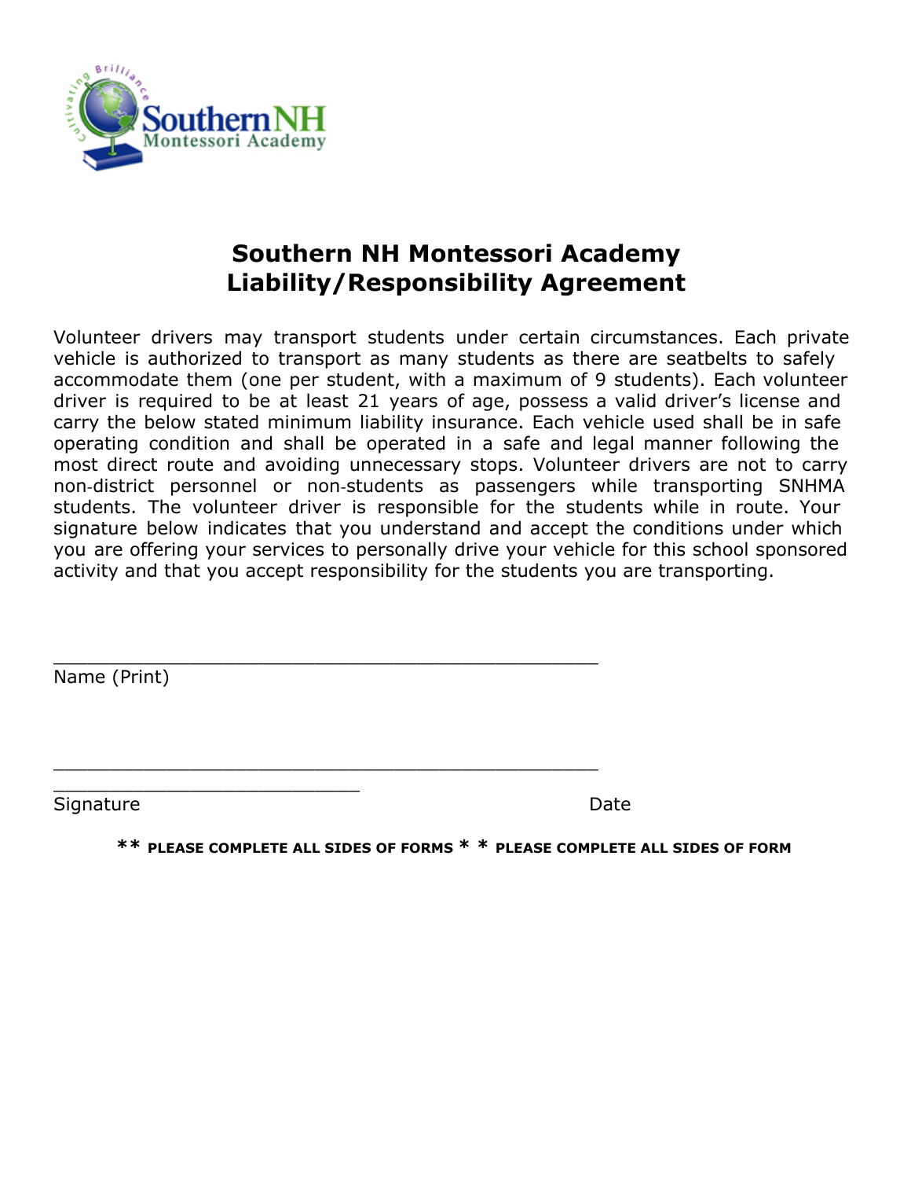# Southern NH Montessori Academy
# Liability/Responsibility Agreement

Volunteer drivers may transport students under certain circumstances. Each private vehicle is authorized to transport as many students as there are seatbelts to safely accommodate them (one per student, with a maximum of 9 students). Each volunteer driver is required to be at least 21 years of age, possess a valid driver's license and carry the below stated minimum liability insurance. Each vehicle used shall be in safe operating condition and shall be operated in a safe and legal manner following the most direct route and avoiding unnecessary stops. Volunteer drivers are not to carry non-district personnel or non-students as passengers while transporting SNHMA students. The volunteer driver is responsible for the students while in route. Your signature below indicates that you understand and accept the conditions under which you are offering your services to personally drive your vehicle for this school sponsored activity and that you accept responsibility for the students you are transporting.

_______________________________________________

Name (Print)

_______________________________________________
___________________________

Signature Date

**\*\* PLEASE COMPLETE ALL SIDES OF FORMS \* \* PLEASE COMPLETE ALL SIDES OF FORM**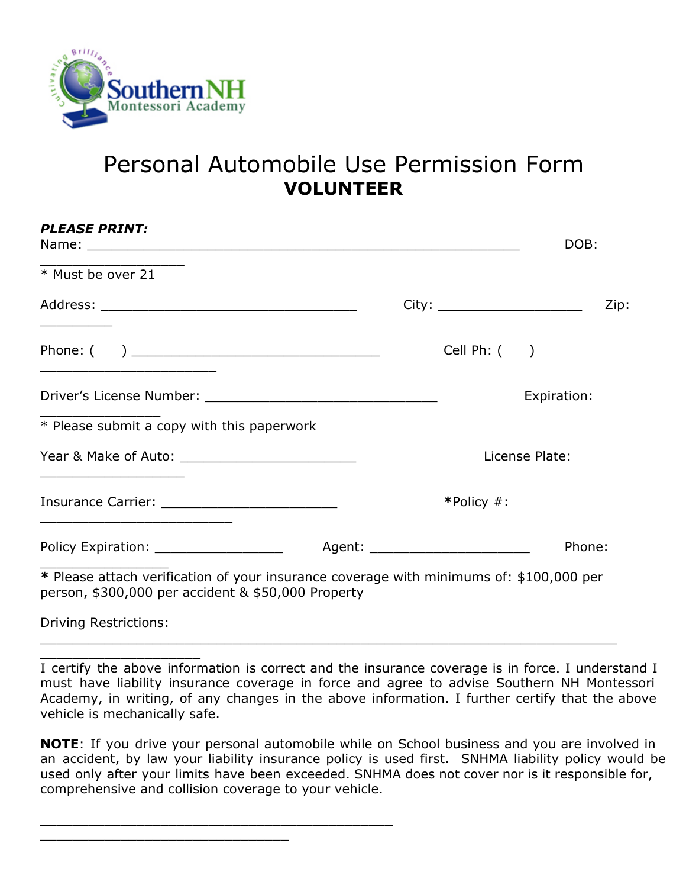Southern NH Montessori Academy

# Personal Automobile Use Permission Form

## VOLUNTEER

***PLEASE PRINT:***

Name: ____________________________________________________ DOB: __________________

* Must be over 21

Address: _________________________________ City: __________________ Zip: _________

Phone: ( ) ________________________________ Cell Ph: ( ) _______________________

Driver's License Number: ______________________________ Expiration: _______________

* Please submit a copy with this paperwork

Year & Make of Auto: _______________________ License Plate: __________________

Insurance Carrier: _______________________ ***Policy #:** _________________________

Policy Expiration: ________________ Agent: ____________________ Phone: ________________

**\*** Please attach verification of your insurance coverage with minimums of: $100,000 per person, $300,000 per accident & $50,000 Property

Driving Restrictions: ___________________________________________________________________________________________

I certify the above information is correct and the insurance coverage is in force. I understand I must have liability insurance coverage in force and agree to advise Southern NH Montessori Academy, in writing, of any changes in the above information. I further certify that the above vehicle is mechanically safe.

**NOTE**: If you drive your personal automobile while on School business and you are involved in an accident, by law your liability insurance policy is used first. SNHMA liability policy would be used only after your limits have been exceeded. SNHMA does not cover nor is it responsible for, comprehensive and collision coverage to your vehicle.

______________________________________________ ________________________________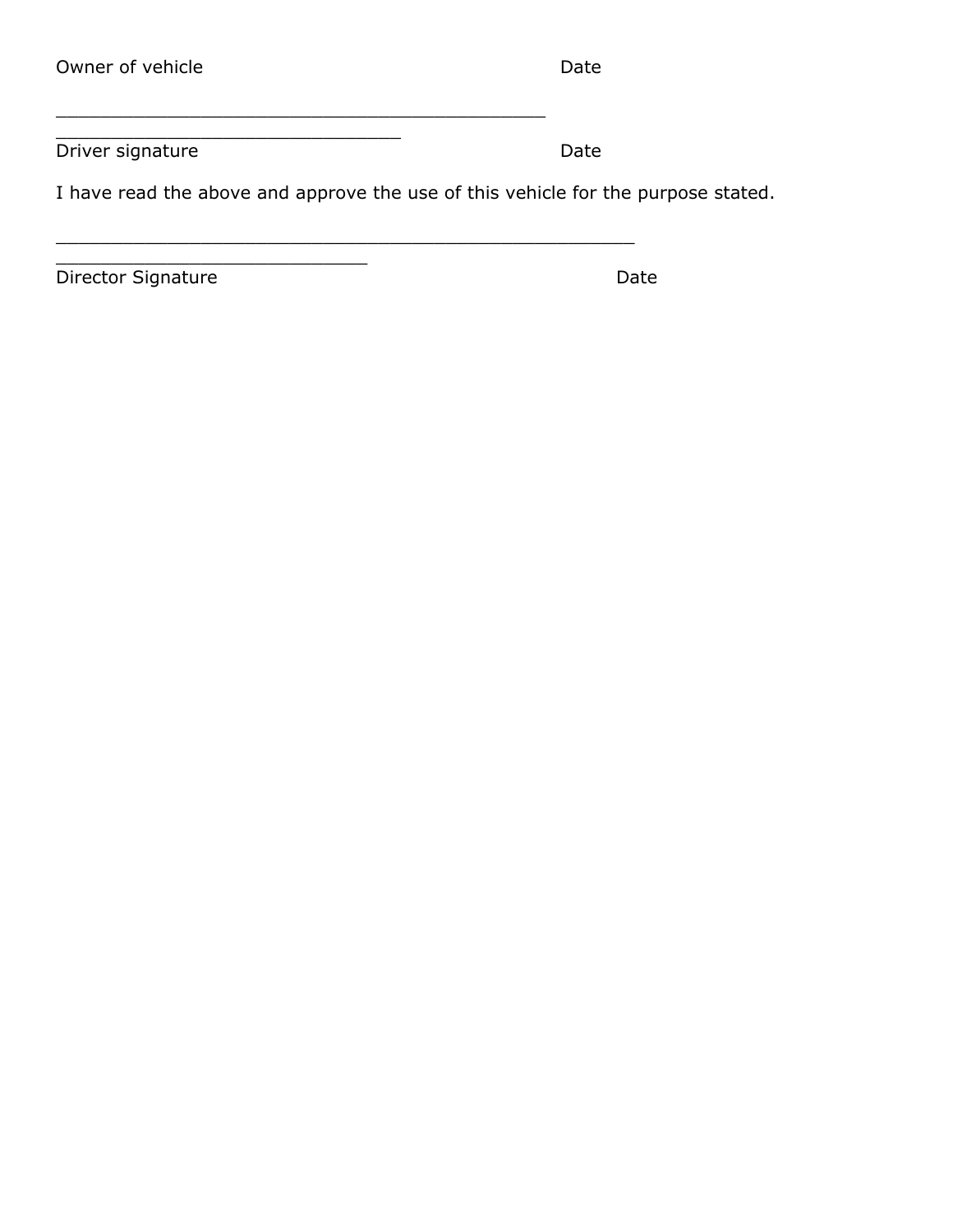Owner of vehicle Date

\_\_\_\_\_\_\_\_\_\_\_\_\_\_\_\_\_\_\_\_\_\_\_\_\_\_\_\_\_\_\_\_\_\_\_\_\_\_\_\_\_\_\_\_\_\_\_\_\_\_\_\_\_\_\_\_\_\_\_\_\_\_\_\_\_\_\_\_\_\_\_\_\_\_\_\_\_\_\_\_\_\_

Driver signature Date

I have read the above and approve the use of this vehicle for the purpose stated.

\_\_\_\_\_\_\_\_\_\_\_\_\_\_\_\_\_\_\_\_\_\_\_\_\_\_\_\_\_\_\_\_\_\_\_\_\_\_\_\_\_\_\_\_\_\_\_\_\_\_\_\_\_\_\_\_\_\_\_\_\_\_\_\_\_\_\_\_\_\_\_\_\_\_\_\_\_\_\_\_\_\_

Director Signature Date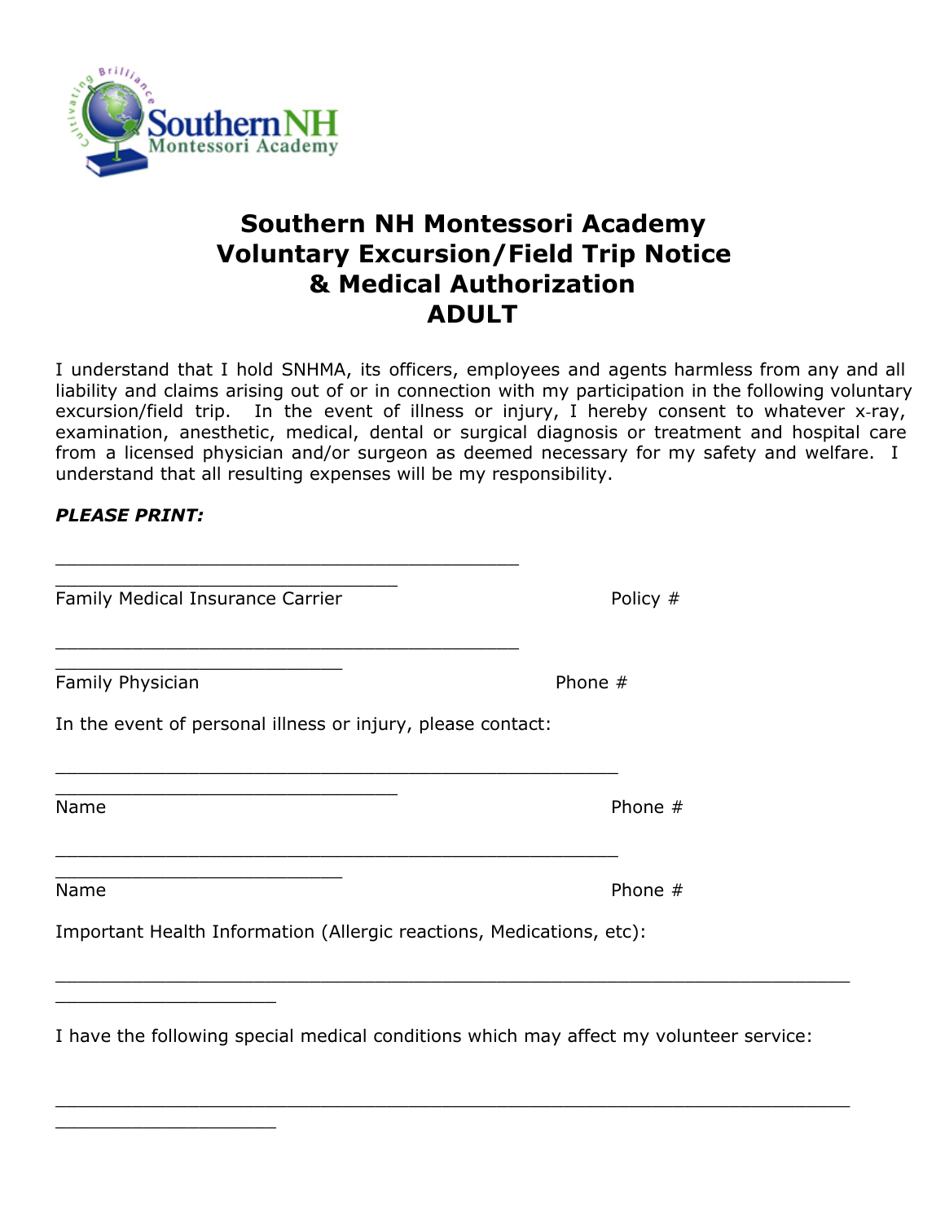# Southern NH Montessori Academy
# Voluntary Excursion/Field Trip Notice & Medical Authorization
# ADULT

I understand that I hold SNHMA, its officers, employees and agents harmless from any and all liability and claims arising out of or in connection with my participation in the following voluntary excursion/field trip. In the event of illness or injury, I hereby consent to whatever x-ray, examination, anesthetic, medical, dental or surgical diagnosis or treatment and hospital care from a licensed physician and/or surgeon as deemed necessary for my safety and welfare. I understand that all resulting expenses will be my responsibility.

***PLEASE PRINT:***

\_\_\_\_\_\_\_\_\_\_\_\_\_\_\_\_\_\_\_\_\_\_\_\_\_\_\_\_\_\_\_\_\_\_\_\_\_\_\_\_\_\_ \_\_\_\_\_\_\_\_\_\_\_\_\_\_\_\_\_\_\_\_\_\_\_\_\_\_\_\_\_\_\_

Family Medical Insurance Carrier Policy #

\_\_\_\_\_\_\_\_\_\_\_\_\_\_\_\_\_\_\_\_\_\_\_\_\_\_\_\_\_\_\_\_\_\_\_\_\_\_\_\_\_\_ \_\_\_\_\_\_\_\_\_\_\_\_\_\_\_\_\_\_\_\_\_\_\_\_\_\_

Family Physician Phone #

In the event of personal illness or injury, please contact:

\_\_\_\_\_\_\_\_\_\_\_\_\_\_\_\_\_\_\_\_\_\_\_\_\_\_\_\_\_\_\_\_\_\_\_\_\_\_\_\_\_\_\_\_\_\_\_\_\_ \_\_\_\_\_\_\_\_\_\_\_\_\_\_\_\_\_\_\_\_\_\_\_\_\_\_\_\_\_\_\_

Name Phone #

\_\_\_\_\_\_\_\_\_\_\_\_\_\_\_\_\_\_\_\_\_\_\_\_\_\_\_\_\_\_\_\_\_\_\_\_\_\_\_\_\_\_\_\_\_\_\_\_\_ \_\_\_\_\_\_\_\_\_\_\_\_\_\_\_\_\_\_\_\_\_\_\_\_\_\_

Name Phone #

Important Health Information (Allergic reactions, Medications, etc):

\_\_\_\_\_\_\_\_\_\_\_\_\_\_\_\_\_\_\_\_\_\_\_\_\_\_\_\_\_\_\_\_\_\_\_\_\_\_\_\_\_\_\_\_\_\_\_\_\_\_\_\_\_\_\_\_\_\_\_\_\_\_\_\_\_\_\_\_\_\_ \_\_\_\_\_\_\_\_\_\_\_\_\_\_\_\_\_\_\_\_

I have the following special medical conditions which may affect my volunteer service:

\_\_\_\_\_\_\_\_\_\_\_\_\_\_\_\_\_\_\_\_\_\_\_\_\_\_\_\_\_\_\_\_\_\_\_\_\_\_\_\_\_\_\_\_\_\_\_\_\_\_\_\_\_\_\_\_\_\_\_\_\_\_\_\_\_\_\_\_\_\_ \_\_\_\_\_\_\_\_\_\_\_\_\_\_\_\_\_\_\_\_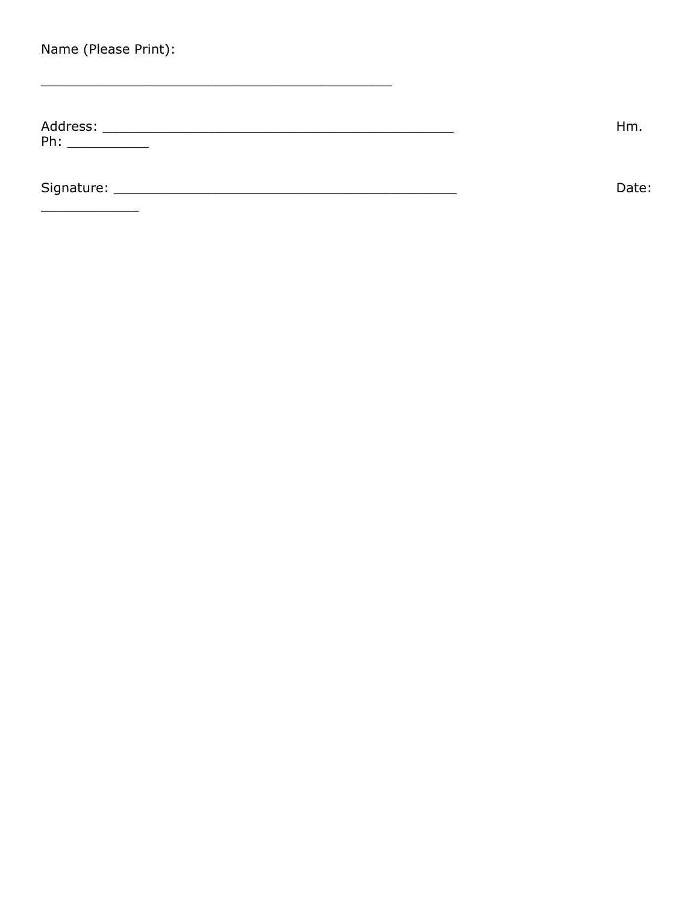Name (Please Print):

_______________________________________________

Address: _______________________________________________ Hm. Ph: __________

Signature: ______________________________________________ Date: ____________